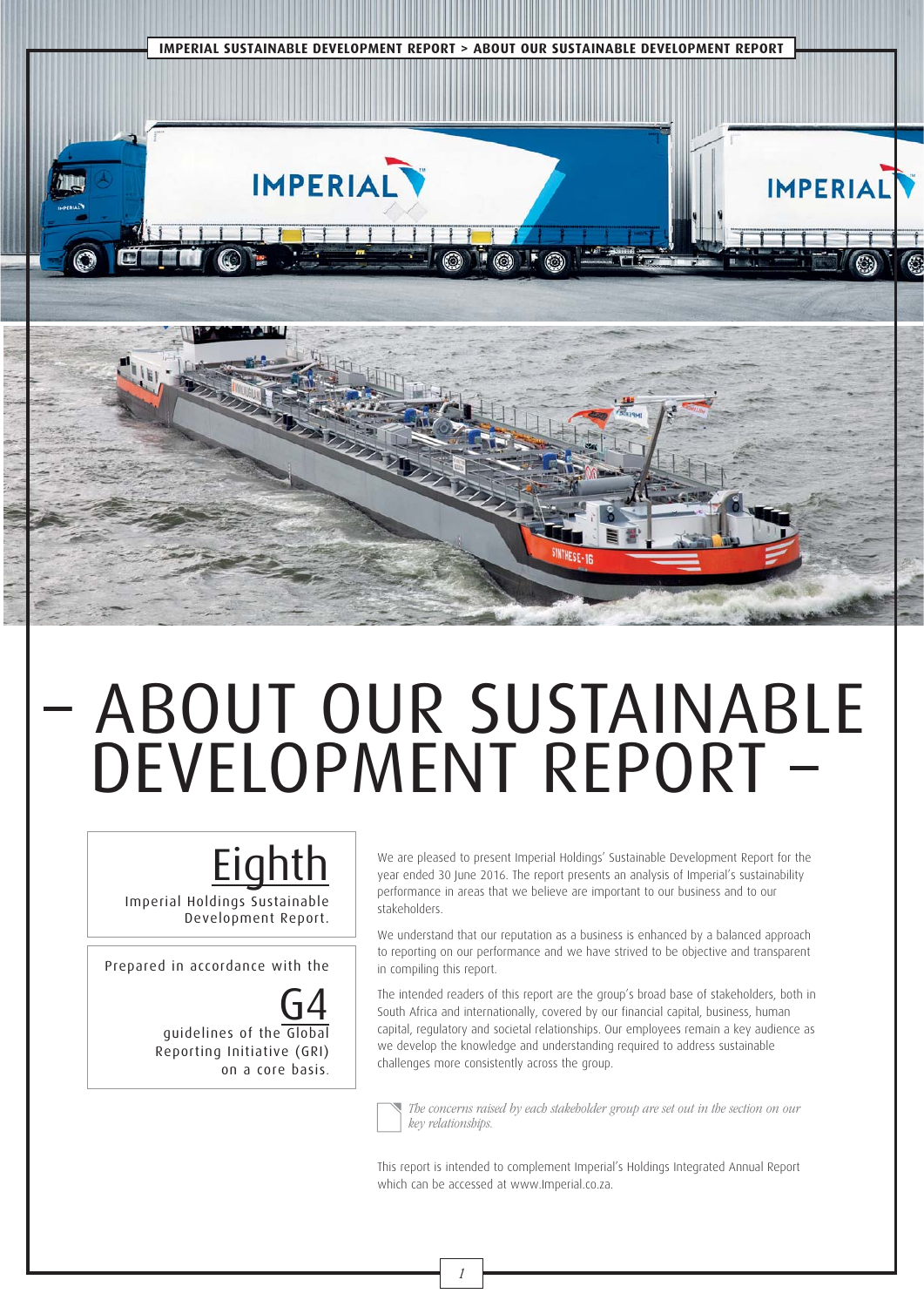# – ABOUT OUR SUSTAINABLE DEVELOPMENT REPORT –

Eighth

Imperial Holdings Sustainable Development Report.

Prepared in accordance with the

G4

guidelines of the Global Reporting Initiative (GRI) on a core basis.

We are pleased to present Imperial Holdings' Sustainable Development Report for the year ended 30 June 2016. The report presents an analysis of Imperial's sustainability performance in areas that we believe are important to our business and to our stakeholders.

We understand that our reputation as a business is enhanced by a balanced approach to reporting on our performance and we have strived to be objective and transparent in compiling this report.

The intended readers of this report are the group's broad base of stakeholders, both in South Africa and internationally, covered by our financial capital, business, human capital, regulatory and societal relationships. Our employees remain a key audience as we develop the knowledge and understanding required to address sustainable challenges more consistently across the group.

*The concerns raised by each stakeholder group are set out in the section on our key relationships.*

This report is intended to complement Imperial's Holdings Integrated Annual Report which can be accessed at www.Imperial.co.za.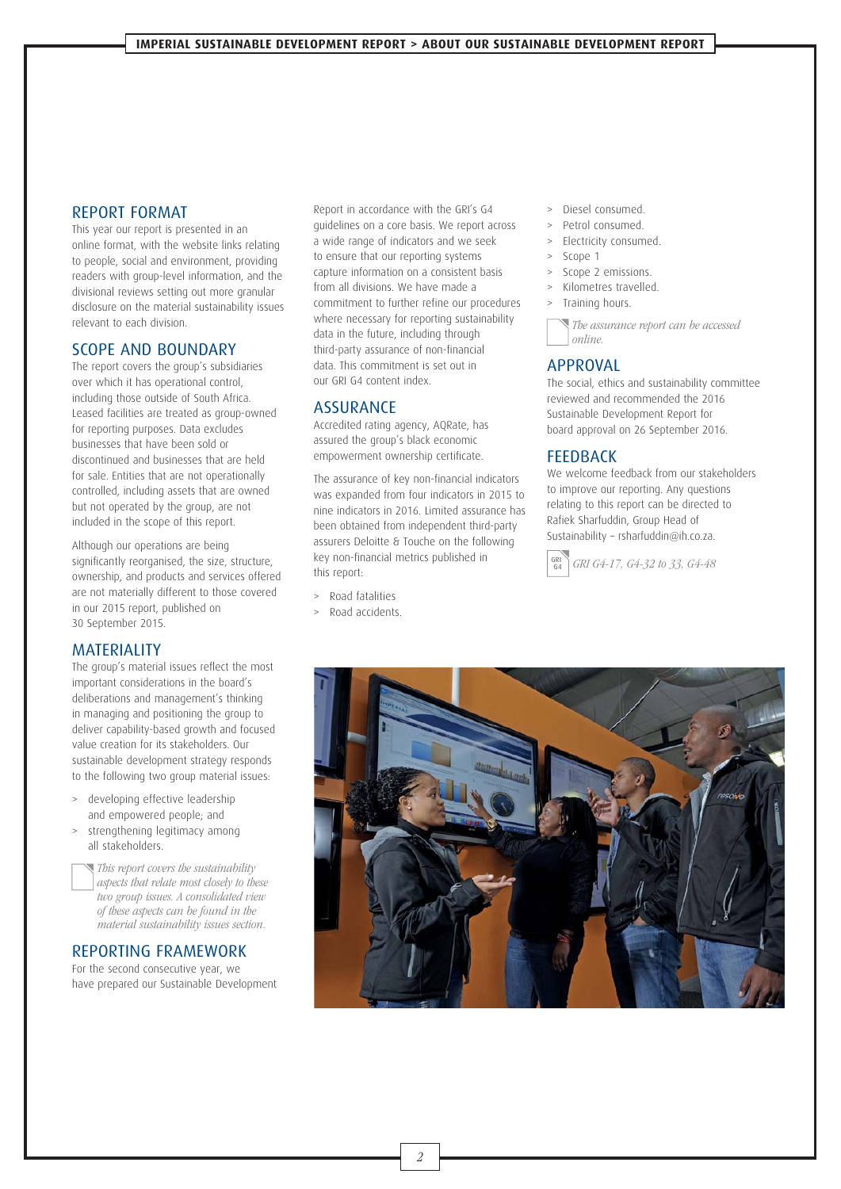## REPORT FORMAT

This year our report is presented in an online format, with the website links relating to people, social and environment, providing readers with group-level information, and the divisional reviews setting out more granular disclosure on the material sustainability issues relevant to each division.

## SCOPE AND BOUNDARY

The report covers the group's subsidiaries over which it has operational control, including those outside of South Africa. Leased facilities are treated as group-owned for reporting purposes. Data excludes businesses that have been sold or discontinued and businesses that are held for sale. Entities that are not operationally controlled, including assets that are owned but not operated by the group, are not included in the scope of this report.

Although our operations are being significantly reorganised, the size, structure, ownership, and products and services offered are not materially different to those covered in our 2015 report, published on 30 September 2015.

## MATERIALITY

The group's material issues reflect the most important considerations in the board's deliberations and management's thinking in managing and positioning the group to deliver capability-based growth and focused value creation for its stakeholders. Our sustainable development strategy responds to the following two group material issues:

- developing effective leadership and empowered people; and
- strengthening legitimacy among all stakeholders.

*This report covers the sustainability aspects that relate most closely to these two group issues. A consolidated view of these aspects can be found in the material sustainability issues section.*

## REPORTING FRAMEWORK

For the second consecutive year, we have prepared our Sustainable Development Report in accordance with the GRI's G4 guidelines on a core basis. We report across a wide range of indicators and we seek to ensure that our reporting systems capture information on a consistent basis from all divisions. We have made a commitment to further refine our procedures where necessary for reporting sustainability data in the future, including through third-party assurance of non-financial data. This commitment is set out in our GRI G4 content index.

## ASSURANCE

Accredited rating agency, AQRate, has assured the group's black economic empowerment ownership certificate.

The assurance of key non-financial indicators was expanded from four indicators in 2015 to nine indicators in 2016. Limited assurance has been obtained from independent third-party assurers Deloitte & Touche on the following key non-financial metrics published in this report:

- Road fatalities
- Road accidents.
- Diesel consumed.
- Petrol consumed.
- Electricity consumed.
- Scope 1
- Scope 2 emissions.
- Kilometres travelled.
- Training hours.

*The assurance report can be accessed online.*

## APPROVAL

The social, ethics and sustainability committee reviewed and recommended the 2016 Sustainable Development Report for board approval on 26 September 2016.

## FEEDBACK

We welcome feedback from our stakeholders to improve our reporting. Any questions relating to this report can be directed to Rafiek Sharfuddin, Group Head of Sustainability – rsharfuddin@ih.co.za.

GRI G4

*GRI G4-17, G4-32 to 33, G4-48*